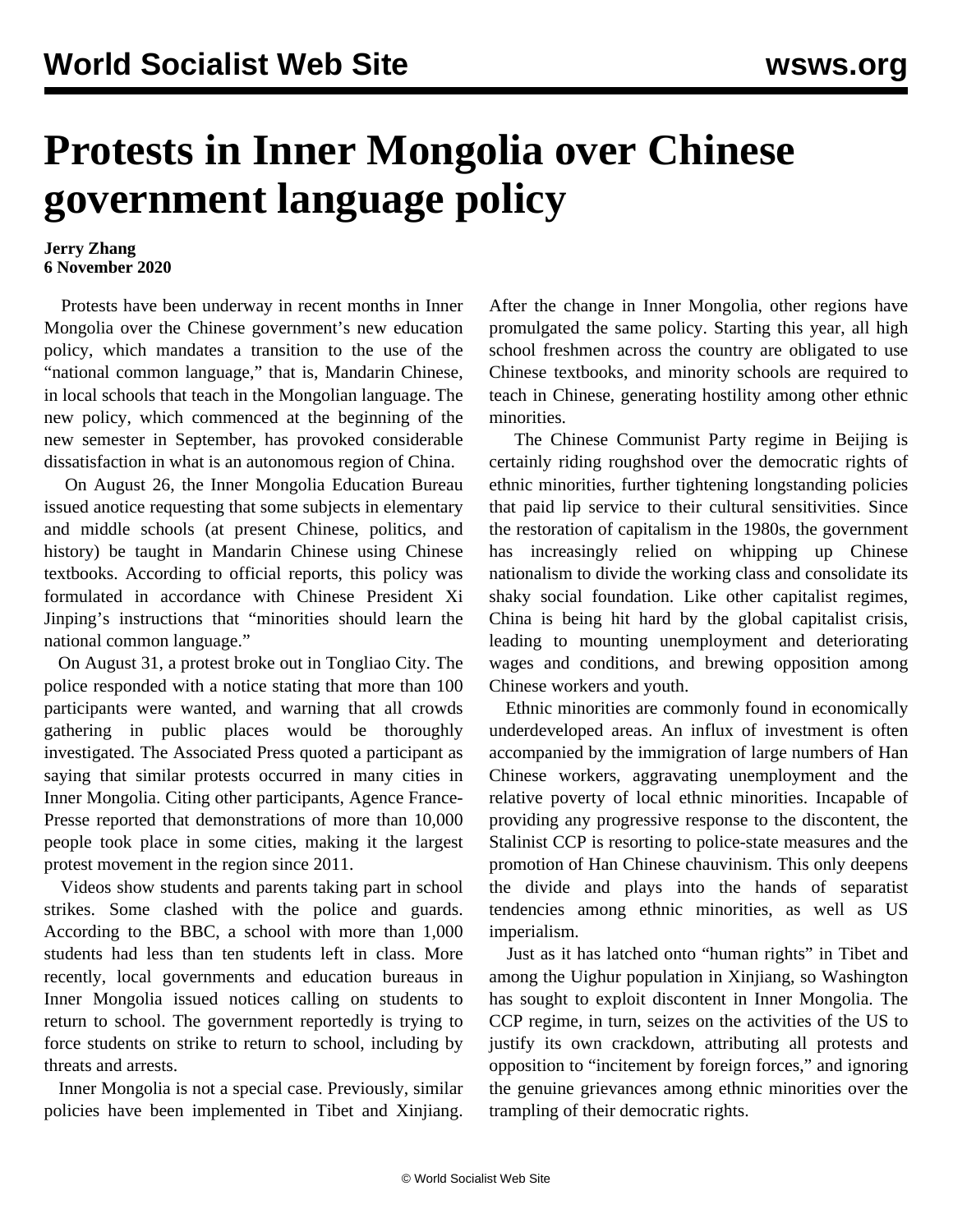# Protests in Inner Mongolia over Chinese government language policy

**Jerry Zhang**
**6 November 2020**

Protests have been underway in recent months in Inner Mongolia over the Chinese government's new education policy, which mandates a transition to the use of the "national common language," that is, Mandarin Chinese, in local schools that teach in the Mongolian language. The new policy, which commenced at the beginning of the new semester in September, has provoked considerable dissatisfaction in what is an autonomous region of China.

On August 26, the Inner Mongolia Education Bureau issued anotice requesting that some subjects in elementary and middle schools (at present Chinese, politics, and history) be taught in Mandarin Chinese using Chinese textbooks. According to official reports, this policy was formulated in accordance with Chinese President Xi Jinping's instructions that "minorities should learn the national common language."

On August 31, a protest broke out in Tongliao City. The police responded with a notice stating that more than 100 participants were wanted, and warning that all crowds gathering in public places would be thoroughly investigated. The Associated Press quoted a participant as saying that similar protests occurred in many cities in Inner Mongolia. Citing other participants, Agence France-Presse reported that demonstrations of more than 10,000 people took place in some cities, making it the largest protest movement in the region since 2011.

Videos show students and parents taking part in school strikes. Some clashed with the police and guards. According to the BBC, a school with more than 1,000 students had less than ten students left in class. More recently, local governments and education bureaus in Inner Mongolia issued notices calling on students to return to school. The government reportedly is trying to force students on strike to return to school, including by threats and arrests.

Inner Mongolia is not a special case. Previously, similar policies have been implemented in Tibet and Xinjiang. After the change in Inner Mongolia, other regions have promulgated the same policy. Starting this year, all high school freshmen across the country are obligated to use Chinese textbooks, and minority schools are required to teach in Chinese, generating hostility among other ethnic minorities.

The Chinese Communist Party regime in Beijing is certainly riding roughshod over the democratic rights of ethnic minorities, further tightening longstanding policies that paid lip service to their cultural sensitivities. Since the restoration of capitalism in the 1980s, the government has increasingly relied on whipping up Chinese nationalism to divide the working class and consolidate its shaky social foundation. Like other capitalist regimes, China is being hit hard by the global capitalist crisis, leading to mounting unemployment and deteriorating wages and conditions, and brewing opposition among Chinese workers and youth.

Ethnic minorities are commonly found in economically underdeveloped areas. An influx of investment is often accompanied by the immigration of large numbers of Han Chinese workers, aggravating unemployment and the relative poverty of local ethnic minorities. Incapable of providing any progressive response to the discontent, the Stalinist CCP is resorting to police-state measures and the promotion of Han Chinese chauvinism. This only deepens the divide and plays into the hands of separatist tendencies among ethnic minorities, as well as US imperialism.

Just as it has latched onto "human rights" in Tibet and among the Uighur population in Xinjiang, so Washington has sought to exploit discontent in Inner Mongolia. The CCP regime, in turn, seizes on the activities of the US to justify its own crackdown, attributing all protests and opposition to "incitement by foreign forces," and ignoring the genuine grievances among ethnic minorities over the trampling of their democratic rights.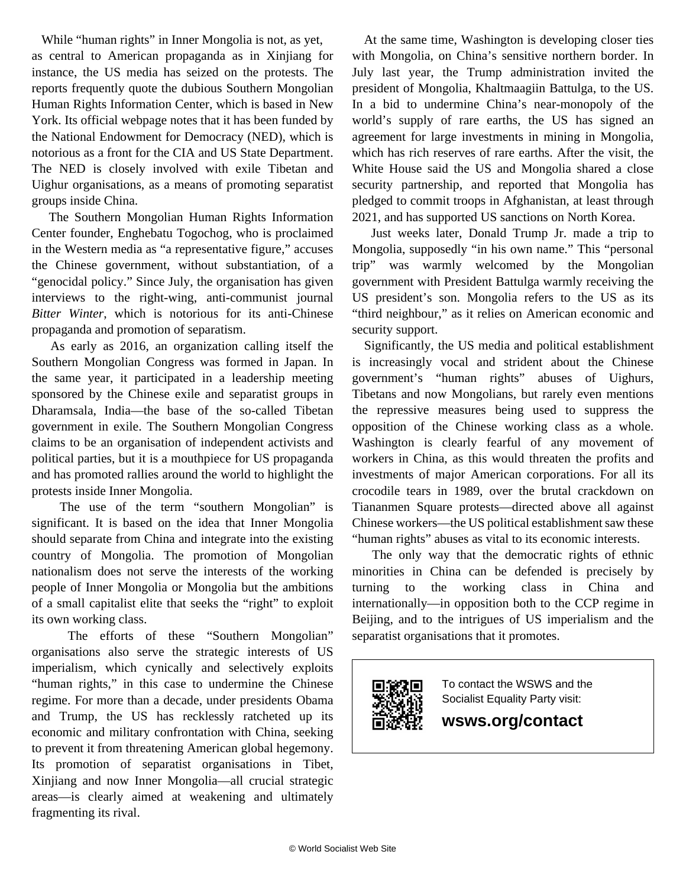While "human rights" in Inner Mongolia is not, as yet, as central to American propaganda as in Xinjiang for instance, the US media has seized on the protests. The reports frequently quote the dubious Southern Mongolian Human Rights Information Center, which is based in New York. Its official webpage notes that it has been funded by the National Endowment for Democracy (NED), which is notorious as a front for the CIA and US State Department. The NED is closely involved with exile Tibetan and Uighur organisations, as a means of promoting separatist groups inside China.

The Southern Mongolian Human Rights Information Center founder, Enghebatu Togochog, who is proclaimed in the Western media as "a representative figure," accuses the Chinese government, without substantiation, of a "genocidal policy." Since July, the organisation has given interviews to the right-wing, anti-communist journal *Bitter Winter*, which is notorious for its anti-Chinese propaganda and promotion of separatism.

As early as 2016, an organization calling itself the Southern Mongolian Congress was formed in Japan. In the same year, it participated in a leadership meeting sponsored by the Chinese exile and separatist groups in Dharamsala, India—the base of the so-called Tibetan government in exile. The Southern Mongolian Congress claims to be an organisation of independent activists and political parties, but it is a mouthpiece for US propaganda and has promoted rallies around the world to highlight the protests inside Inner Mongolia.

The use of the term "southern Mongolian" is significant. It is based on the idea that Inner Mongolia should separate from China and integrate into the existing country of Mongolia. The promotion of Mongolian nationalism does not serve the interests of the working people of Inner Mongolia or Mongolia but the ambitions of a small capitalist elite that seeks the "right" to exploit its own working class.

The efforts of these "Southern Mongolian" organisations also serve the strategic interests of US imperialism, which cynically and selectively exploits "human rights," in this case to undermine the Chinese regime. For more than a decade, under presidents Obama and Trump, the US has recklessly ratcheted up its economic and military confrontation with China, seeking to prevent it from threatening American global hegemony. Its promotion of separatist organisations in Tibet, Xinjiang and now Inner Mongolia—all crucial strategic areas—is clearly aimed at weakening and ultimately fragmenting its rival.

At the same time, Washington is developing closer ties with Mongolia, on China's sensitive northern border. In July last year, the Trump administration invited the president of Mongolia, Khaltmaagiin Battulga, to the US. In a bid to undermine China's near-monopoly of the world's supply of rare earths, the US has signed an agreement for large investments in mining in Mongolia, which has rich reserves of rare earths. After the visit, the White House said the US and Mongolia shared a close security partnership, and reported that Mongolia has pledged to commit troops in Afghanistan, at least through 2021, and has supported US sanctions on North Korea.

Just weeks later, Donald Trump Jr. made a trip to Mongolia, supposedly "in his own name." This "personal trip" was warmly welcomed by the Mongolian government with President Battulga warmly receiving the US president's son. Mongolia refers to the US as its "third neighbour," as it relies on American economic and security support.

Significantly, the US media and political establishment is increasingly vocal and strident about the Chinese government's "human rights" abuses of Uighurs, Tibetans and now Mongolians, but rarely even mentions the repressive measures being used to suppress the opposition of the Chinese working class as a whole. Washington is clearly fearful of any movement of workers in China, as this would threaten the profits and investments of major American corporations. For all its crocodile tears in 1989, over the brutal crackdown on Tiananmen Square protests—directed above all against Chinese workers—the US political establishment saw these "human rights" abuses as vital to its economic interests.

The only way that the democratic rights of ethnic minorities in China can be defended is precisely by turning to the working class in China and internationally—in opposition both to the CCP regime in Beijing, and to the intrigues of US imperialism and the separatist organisations that it promotes.

To contact the WSWS and the Socialist Equality Party visit:

**wsws.org/contact**